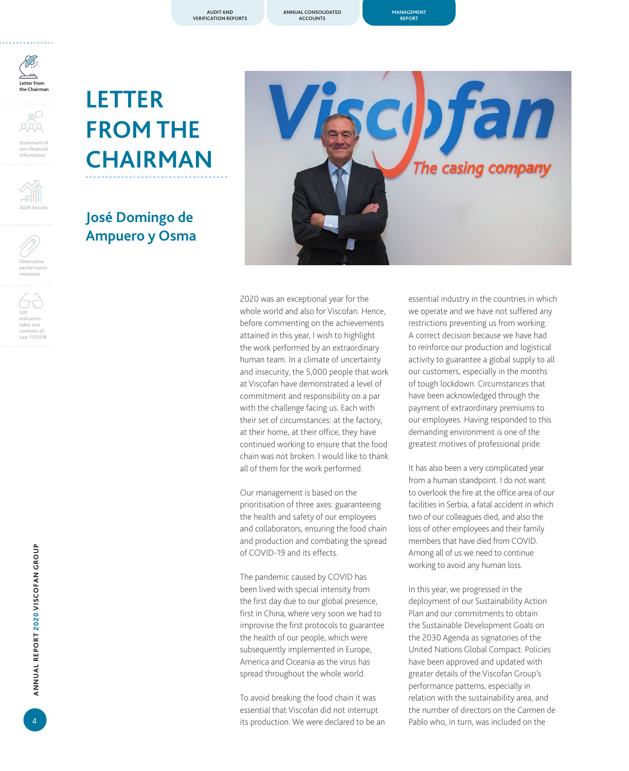# LETTER FROM THE CHAIRMAN

## José Domingo de Ampuero y Osma

2020 was an exceptional year for the whole world and also for Viscofan. Hence, before commenting on the achievements attained in this year, I wish to highlight the work performed by an extraordinary human team. In a climate of uncertainty and insecurity, the 5,000 people that work at Viscofan have demonstrated a level of commitment and responsibility on a par with the challenge facing us. Each with their set of circumstances: at the factory, at their home, at their office, they have continued working to ensure that the food chain was not broken. I would like to thank all of them for the work performed.

Our management is based on the prioritisation of three axes: guaranteeing the health and safety of our employees and collaborators, ensuring the food chain and production and combating the spread of COVID-19 and its effects.

The pandemic caused by COVID has been lived with special intensity from the first day due to our global presence, first in China, where very soon we had to improvise the first protocols to guarantee the health of our people, which were subsequently implemented in Europe, America and Oceania as the virus has spread throughout the whole world.

To avoid breaking the food chain it was essential that Viscofan did not interrupt its production. We were declared to be an essential industry in the countries in which we operate and we have not suffered any restrictions preventing us from working. A correct decision because we have had to reinforce our production and logistical activity to guarantee a global supply to all our customers, especially in the months of tough lockdown. Circumstances that have been acknowledged through the payment of extraordinary premiums to our employees. Having responded to this demanding environment is one of the greatest motives of professional pride.

It has also been a very complicated year from a human standpoint. I do not want to overlook the fire at the office area of our facilities in Serbia, a fatal accident in which two of our colleagues died, and also the loss of other employees and their family members that have died from COVID. Among all of us we need to continue working to avoid any human loss.

In this year, we progressed in the deployment of our Sustainability Action Plan and our commitments to obtain the Sustainable Development Goals on the 2030 Agenda as signatories of the United Nations Global Compact. Policies have been approved and updated with greater details of the Viscofan Group's performance patterns, especially in relation with the sustainability area, and the number of directors on the Carmen de Pablo who, in turn, was included on the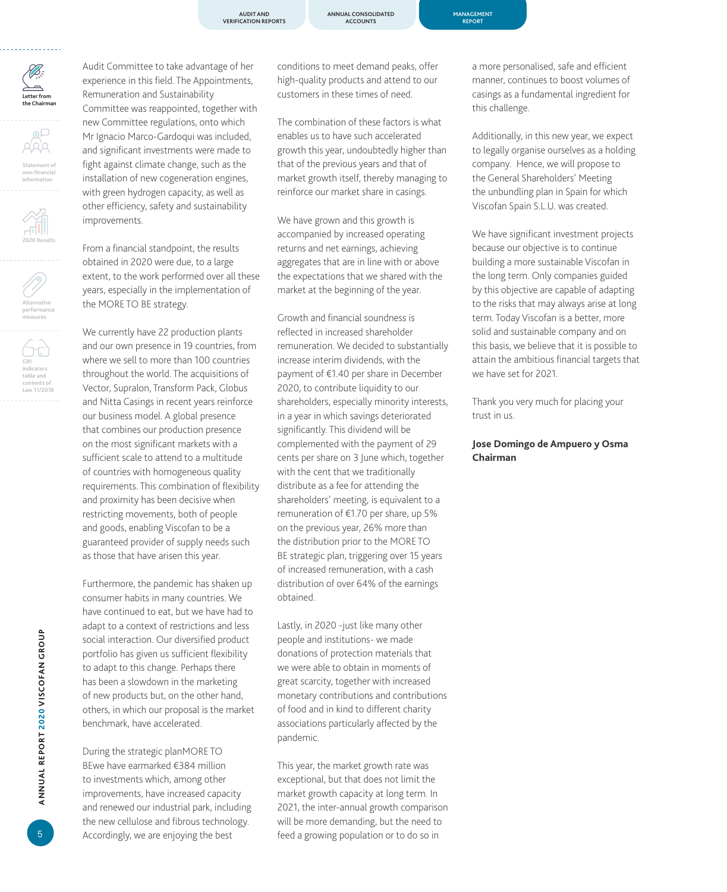Audit Committee to take advantage of her experience in this field. The Appointments, Remuneration and Sustainability Committee was reappointed, together with new Committee regulations, onto which Mr Ignacio Marco-Gardoqui was included, and significant investments were made to fight against climate change, such as the installation of new cogeneration engines, with green hydrogen capacity, as well as other efficiency, safety and sustainability improvements.

From a financial standpoint, the results obtained in 2020 were due, to a large extent, to the work performed over all these years, especially in the implementation of the MORE TO BE strategy.

We currently have 22 production plants and our own presence in 19 countries, from where we sell to more than 100 countries throughout the world. The acquisitions of Vector, Supralon, Transform Pack, Globus and Nitta Casings in recent years reinforce our business model. A global presence that combines our production presence on the most significant markets with a sufficient scale to attend to a multitude of countries with homogeneous quality requirements. This combination of flexibility and proximity has been decisive when restricting movements, both of people and goods, enabling Viscofan to be a guaranteed provider of supply needs such as those that have arisen this year.

Furthermore, the pandemic has shaken up consumer habits in many countries. We have continued to eat, but we have had to adapt to a context of restrictions and less social interaction. Our diversified product portfolio has given us sufficient flexibility to adapt to this change. Perhaps there has been a slowdown in the marketing of new products but, on the other hand, others, in which our proposal is the market benchmark, have accelerated.

During the strategic planMORE TO BEwe have earmarked €384 million to investments which, among other improvements, have increased capacity and renewed our industrial park, including the new cellulose and fibrous technology. Accordingly, we are enjoying the best conditions to meet demand peaks, offer high-quality products and attend to our customers in these times of need.

The combination of these factors is what enables us to have such accelerated growth this year, undoubtedly higher than that of the previous years and that of market growth itself, thereby managing to reinforce our market share in casings.

We have grown and this growth is accompanied by increased operating returns and net earnings, achieving aggregates that are in line with or above the expectations that we shared with the market at the beginning of the year.

Growth and financial soundness is reflected in increased shareholder remuneration. We decided to substantially increase interim dividends, with the payment of €1.40 per share in December 2020, to contribute liquidity to our shareholders, especially minority interests, in a year in which savings deteriorated significantly. This dividend will be complemented with the payment of 29 cents per share on 3 June which, together with the cent that we traditionally distribute as a fee for attending the shareholders' meeting, is equivalent to a remuneration of €1.70 per share, up 5% on the previous year, 26% more than the distribution prior to the MORE TO BE strategic plan, triggering over 15 years of increased remuneration, with a cash distribution of over 64% of the earnings obtained.

Lastly, in 2020 -just like many other people and institutions- we made donations of protection materials that we were able to obtain in moments of great scarcity, together with increased monetary contributions and contributions of food and in kind to different charity associations particularly affected by the pandemic.

This year, the market growth rate was exceptional, but that does not limit the market growth capacity at long term. In 2021, the inter-annual growth comparison will be more demanding, but the need to feed a growing population or to do so in a more personalised, safe and efficient manner, continues to boost volumes of casings as a fundamental ingredient for this challenge.

Additionally, in this new year, we expect to legally organise ourselves as a holding company. Hence, we will propose to the General Shareholders' Meeting the unbundling plan in Spain for which Viscofan Spain S.L.U. was created.

We have significant investment projects because our objective is to continue building a more sustainable Viscofan in the long term. Only companies guided by this objective are capable of adapting to the risks that may always arise at long term. Today Viscofan is a better, more solid and sustainable company and on this basis, we believe that it is possible to attain the ambitious financial targets that we have set for 2021.

Thank you very much for placing your trust in us.

**Jose Domingo de Ampuero y Osma**
**Chairman**